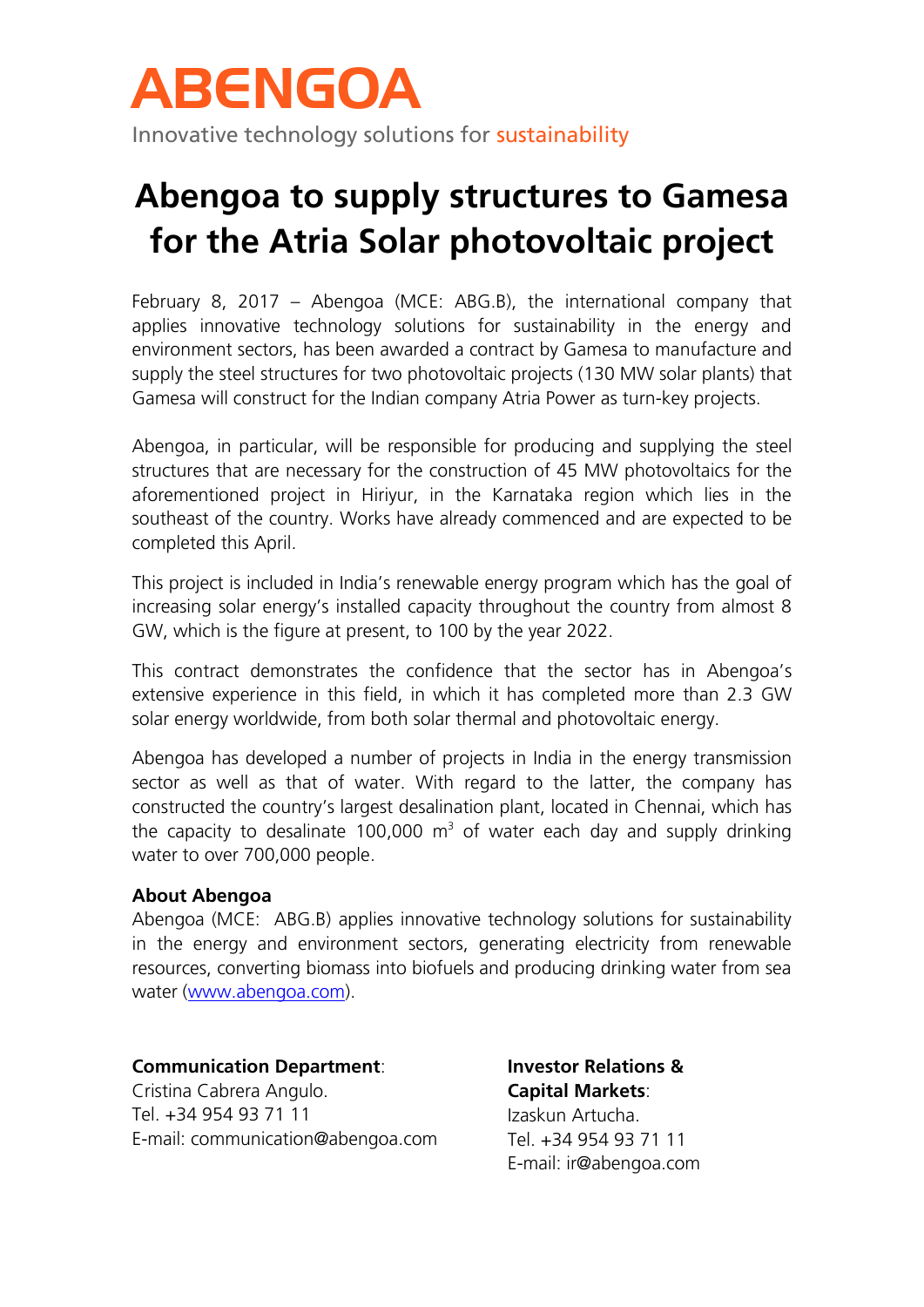# ABENGOA

Innovative technology solutions for sustainability

# Abengoa to supply structures to Gamesa for the Atria Solar photovoltaic project

February 8, 2017 – Abengoa (MCE: ABG.B), the international company that applies innovative technology solutions for sustainability in the energy and environment sectors, has been awarded a contract by Gamesa to manufacture and supply the steel structures for two photovoltaic projects (130 MW solar plants) that Gamesa will construct for the Indian company Atria Power as turn-key projects.

Abengoa, in particular, will be responsible for producing and supplying the steel structures that are necessary for the construction of 45 MW photovoltaics for the aforementioned project in Hiriyur, in the Karnataka region which lies in the southeast of the country. Works have already commenced and are expected to be completed this April.

This project is included in India's renewable energy program which has the goal of increasing solar energy's installed capacity throughout the country from almost 8 GW, which is the figure at present, to 100 by the year 2022.

This contract demonstrates the confidence that the sector has in Abengoa's extensive experience in this field, in which it has completed more than 2.3 GW solar energy worldwide, from both solar thermal and photovoltaic energy.

Abengoa has developed a number of projects in India in the energy transmission sector as well as that of water. With regard to the latter, the company has constructed the country's largest desalination plant, located in Chennai, which has the capacity to desalinate 100,000 $m^3$ of water each day and supply drinking water to over 700,000 people.

**About Abengoa**

Abengoa (MCE: ABG.B) applies innovative technology solutions for sustainability in the energy and environment sectors, generating electricity from renewable resources, converting biomass into biofuels and producing drinking water from sea water ([www.abengoa.com](http://www.abengoa.com)).

**Communication Department**:
Cristina Cabrera Angulo.
Tel. +34 954 93 71 11
E-mail: communication@abengoa.com

**Investor Relations & Capital Markets**:
Izaskun Artucha.
Tel. +34 954 93 71 11
E-mail: ir@abengoa.com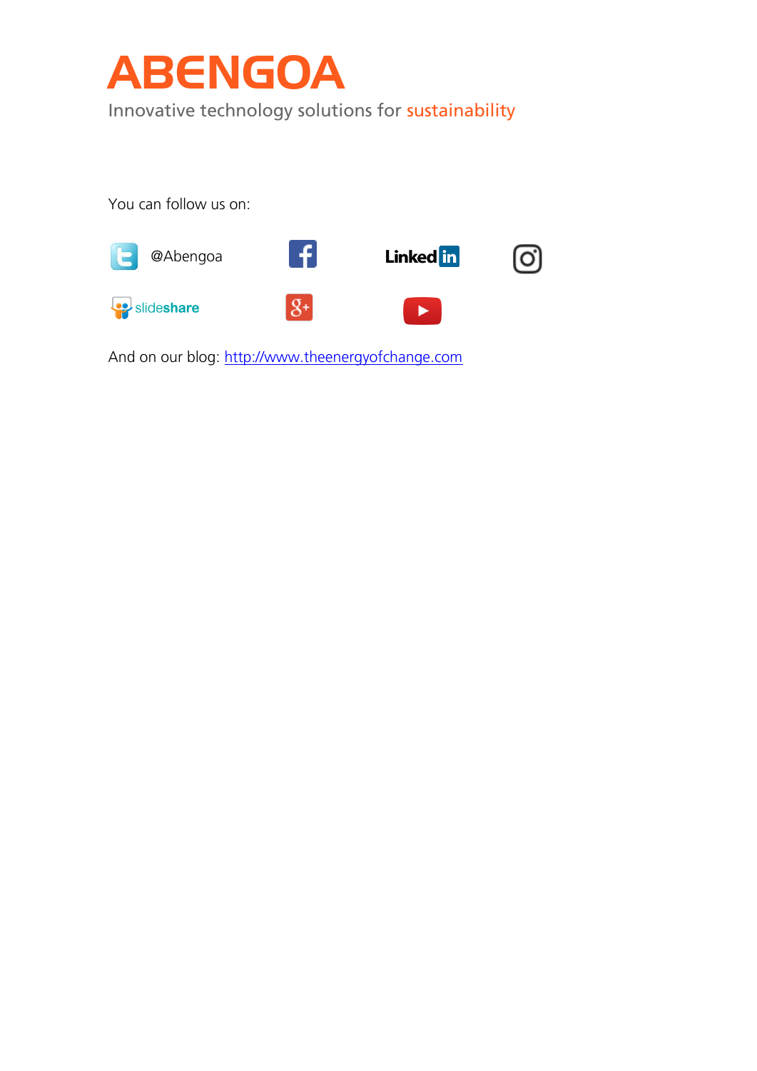# ABENGOA

Innovative technology solutions for sustainability

You can follow us on:

@Abengoa

Linked in

slideshare

And on our blog: http://www.theenergyofchange.com